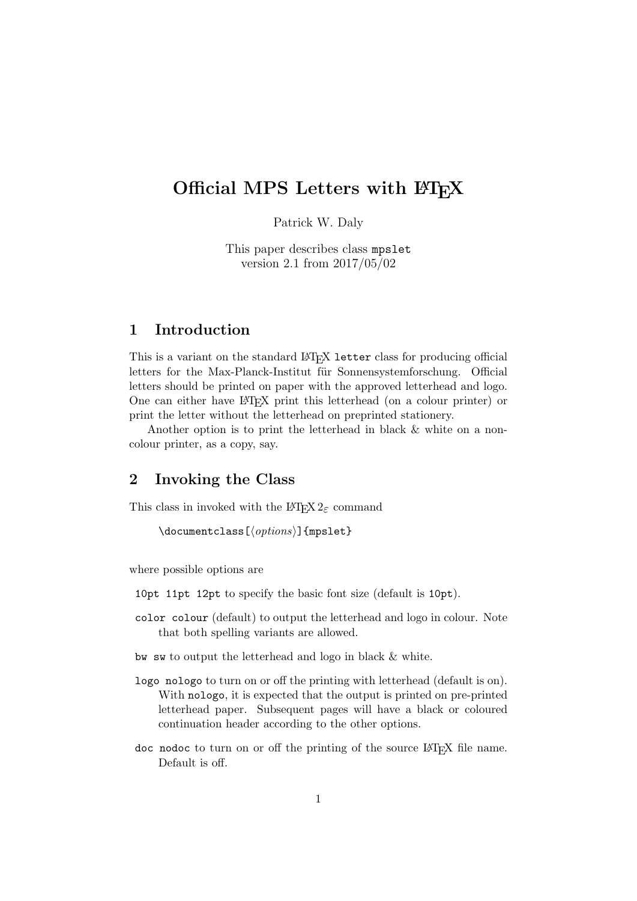# Official MPS Letters with LaTeX

Patrick W. Daly

This paper describes class `mpslet`
version 2.1 from 2017/05/02

## 1 Introduction

This is a variant on the standard LaTeX `letter` class for producing official letters for the Max-Planck-Institut für Sonnensystemforschung. Official letters should be printed on paper with the approved letterhead and logo. One can either have LaTeX print this letterhead (on a colour printer) or print the letter without the letterhead on preprinted stationery.

Another option is to print the letterhead in black & white on a non-colour printer, as a copy, say.

## 2 Invoking the Class

This class in invoked with the LaTeX $2_\varepsilon$ command

```
\documentclass[⟨options⟩]{mpslet}
```

where possible options are

`10pt 11pt 12pt` to specify the basic font size (default is `10pt`).

`color colour` (default) to output the letterhead and logo in colour. Note that both spelling variants are allowed.

`bw sw` to output the letterhead and logo in black & white.

`logo nologo` to turn on or off the printing with letterhead (default is on). With `nologo`, it is expected that the output is printed on pre-printed letterhead paper. Subsequent pages will have a black or coloured continuation header according to the other options.

`doc nodoc` to turn on or off the printing of the source LaTeX file name. Default is off.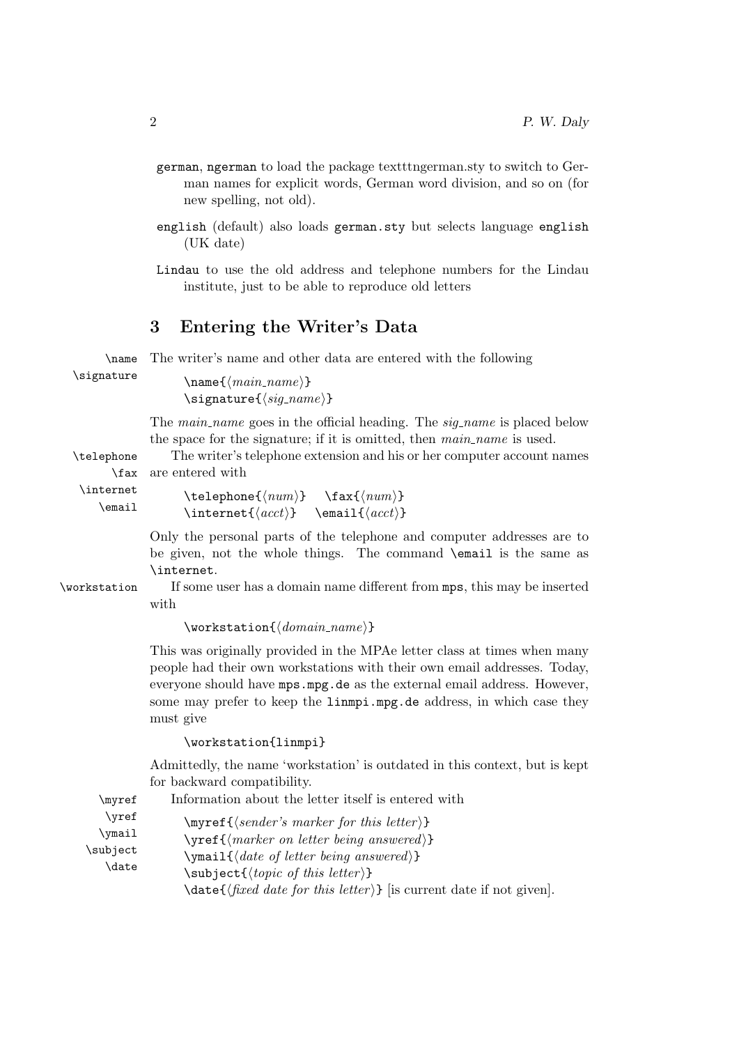german, ngerman to load the package textttngerman.sty to switch to German names for explicit words, German word division, and so on (for new spelling, not old).

english (default) also loads `german.sty` but selects language `english` (UK date)

Lindau to use the old address and telephone numbers for the Lindau institute, just to be able to reproduce old letters

## 3 Entering the Writer's Data

`\name` `\signature` The writer's name and other data are entered with the following

```
\name{⟨main_name⟩}
\signature{⟨sig_name⟩}
```

The *main_name* goes in the official heading. The *sig_name* is placed below the space for the signature; if it is omitted, then *main_name* is used.

`\telephone` `\fax` `\internet` `\email` The writer's telephone extension and his or her computer account names are entered with

```
\telephone{⟨num⟩}   \fax{⟨num⟩}
\internet{⟨acct⟩}   \email{⟨acct⟩}
```

Only the personal parts of the telephone and computer addresses are to be given, not the whole things. The command `\email` is the same as `\internet`.

`\workstation` If some user has a domain name different from `mps`, this may be inserted with

```
\workstation{⟨domain_name⟩}
```

This was originally provided in the MPAe letter class at times when many people had their own workstations with their own email addresses. Today, everyone should have `mps.mpg.de` as the external email address. However, some may prefer to keep the `linmpi.mpg.de` address, in which case they must give

```
\workstation{linmpi}
```

Admittedly, the name 'workstation' is outdated in this context, but is kept for backward compatibility.

`\myref` `\yref` `\ymail` `\subject` `\date` Information about the letter itself is entered with

```
\myref{⟨sender's marker for this letter⟩}
\yref{⟨marker on letter being answered⟩}
\ymail{⟨date of letter being answered⟩}
\subject{⟨topic of this letter⟩}
\date{⟨fixed date for this letter⟩} [is current date if not given].
```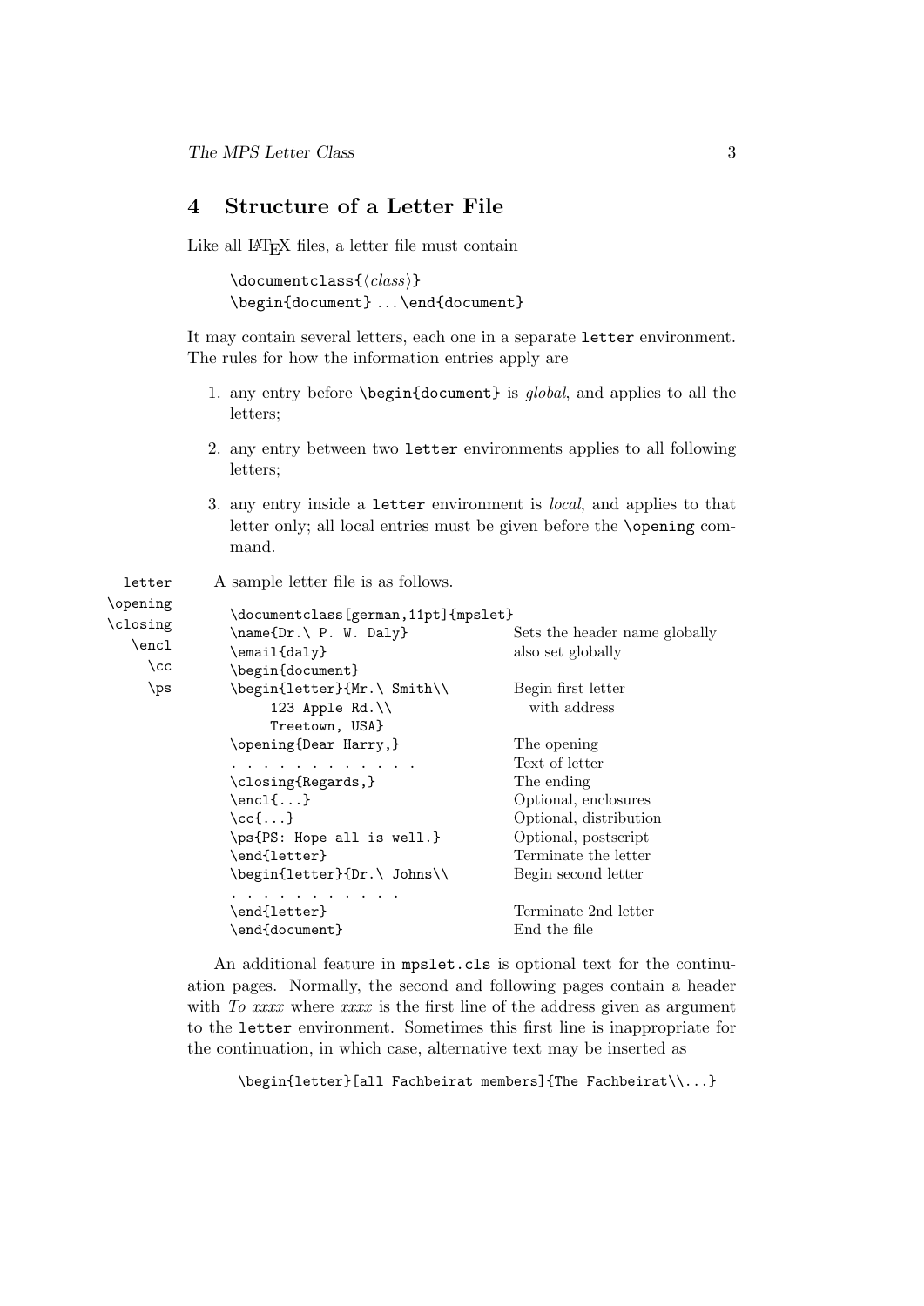## 4 Structure of a Letter File

Like all LaTeX files, a letter file must contain

```
\documentclass{⟨class⟩}
\begin{document} ...\end{document}
```

It may contain several letters, each one in a separate `letter` environment. The rules for how the information entries apply are

1. any entry before `\begin{document}` is *global*, and applies to all the letters;
2. any entry between two `letter` environments applies to all following letters;
3. any entry inside a `letter` environment is *local*, and applies to that letter only; all local entries must be given before the `\opening` command.

`letter` `\opening` `\closing` `\encl` `\cc` `\ps`

A sample letter file is as follows.

```
\documentclass[german,11pt]{mpslet}
\name{Dr.\ P. W. Daly}              Sets the header name globally
\email{daly}                        also set globally
\begin{document}
\begin{letter}{Mr.\ Smith\\         Begin first letter
     123 Apple Rd.\\                  with address
     Treetown, USA}
\opening{Dear Harry,}               The opening
. . . . . . . . . . . .             Text of letter
\closing{Regards,}                  The ending
\encl{...}                          Optional, enclosures
\cc{...}                            Optional, distribution
\ps{PS: Hope all is well.}          Optional, postscript
\end{letter}                        Terminate the letter
\begin{letter}{Dr.\ Johns\\         Begin second letter
. . . . . . . . . . .
\end{letter}                        Terminate 2nd letter
\end{document}                      End the file
```

An additional feature in `mpslet.cls` is optional text for the continuation pages. Normally, the second and following pages contain a header with *To xxxx* where *xxxx* is the first line of the address given as argument to the `letter` environment. Sometimes this first line is inappropriate for the continuation, in which case, alternative text may be inserted as

```
\begin{letter}[all Fachbeirat members]{The Fachbeirat\\...}
```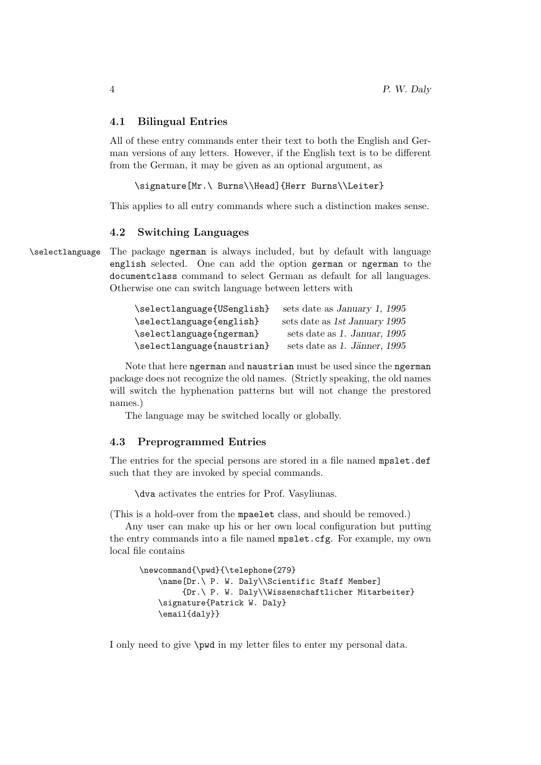## 4.1 Bilingual Entries

All of these entry commands enter their text to both the English and German versions of any letters. However, if the English text is to be different from the German, it may be given as an optional argument, as

```
\signature[Mr.\ Burns\\Head]{Herr Burns\\Leiter}
```

This applies to all entry commands where such a distinction makes sense.

## 4.2 Switching Languages

\selectlanguage The package `ngerman` is always included, but by default with language `english` selected. One can add the option `german` or `ngerman` to the `documentclass` command to select German as default for all languages. Otherwise one can switch language between letters with

| | |
|---|---|
| `\selectlanguage{USenglish}` | sets date as *January 1, 1995* |
| `\selectlanguage{english}` | sets date as *1st January 1995* |
| `\selectlanguage{ngerman}` | sets date as *1. Januar, 1995* |
| `\selectlanguage{naustrian}` | sets date as *1. Jänner, 1995* |

Note that here `ngerman` and `naustrian` must be used since the `ngerman` package does not recognize the old names. (Strictly speaking, the old names will switch the hyphenation patterns but will not change the prestored names.)

The language may be switched locally or globally.

## 4.3 Preprogrammed Entries

The entries for the special persons are stored in a file named `mpslet.def` such that they are invoked by special commands.

`\dva` activates the entries for Prof. Vasyliunas.

(This is a hold-over from the `mpaelet` class, and should be removed.)

Any user can make up his or her own local configuration but putting the entry commands into a file named `mpslet.cfg`. For example, my own local file contains

```
\newcommand{\pwd}{\telephone{279}
    \name[Dr.\ P. W. Daly\\Scientific Staff Member]
         {Dr.\ P. W. Daly\\Wissenschaftlicher Mitarbeiter}
    \signature{Patrick W. Daly}
    \email{daly}}
```

I only need to give `\pwd` in my letter files to enter my personal data.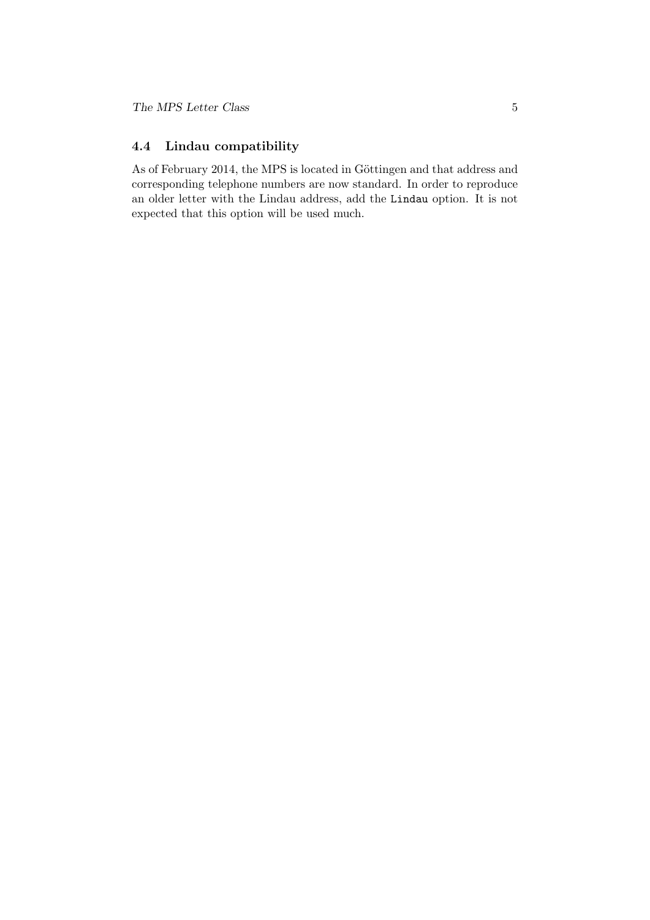### 4.4 Lindau compatibility

As of February 2014, the MPS is located in Göttingen and that address and corresponding telephone numbers are now standard. In order to reproduce an older letter with the Lindau address, add the `Lindau` option. It is not expected that this option will be used much.